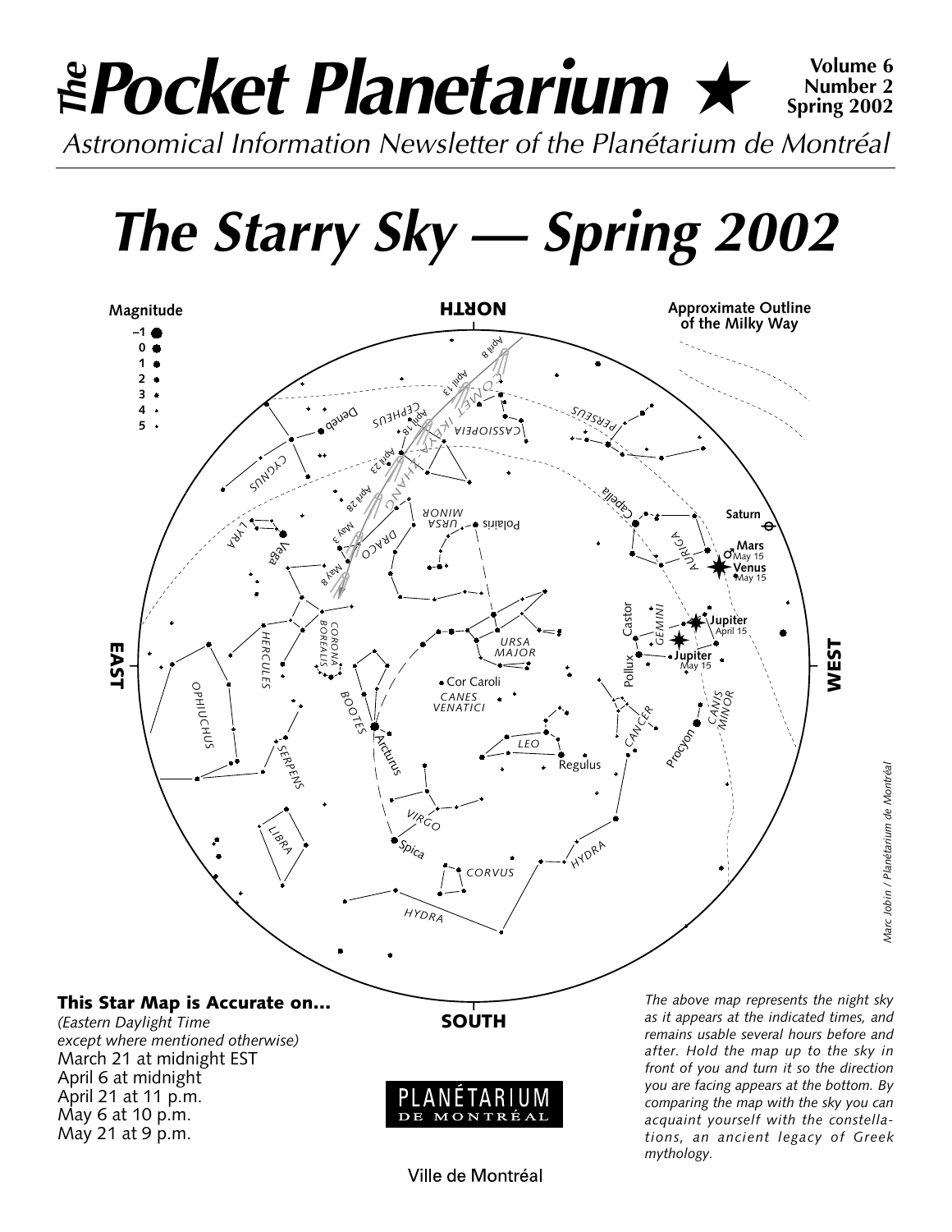# *The* Pocket Planetarium ★

**Volume 6**
**Number 2**
**Spring 2002**

*Astronomical Information Newsletter of the Planétarium de Montréal*

# *The Starry Sky — Spring 2002*

### This Star Map is Accurate on...

*(Eastern Daylight Time except where mentioned otherwise)*

March 21 at midnight EST
April 6 at midnight
April 21 at 11 p.m.
May 6 at 10 p.m.
May 21 at 9 p.m.

*The above map represents the night sky as it appears at the indicated times, and remains usable several hours before and after. Hold the map up to the sky in front of you and turn it so the direction you are facing appears at the bottom. By comparing the map with the sky you can acquaint yourself with the constellations, an ancient legacy of Greek mythology.*

*Marc Jobin / Planétarium de Montréal*

PLANÉTARIUM DE MONTRÉAL

Ville de Montréal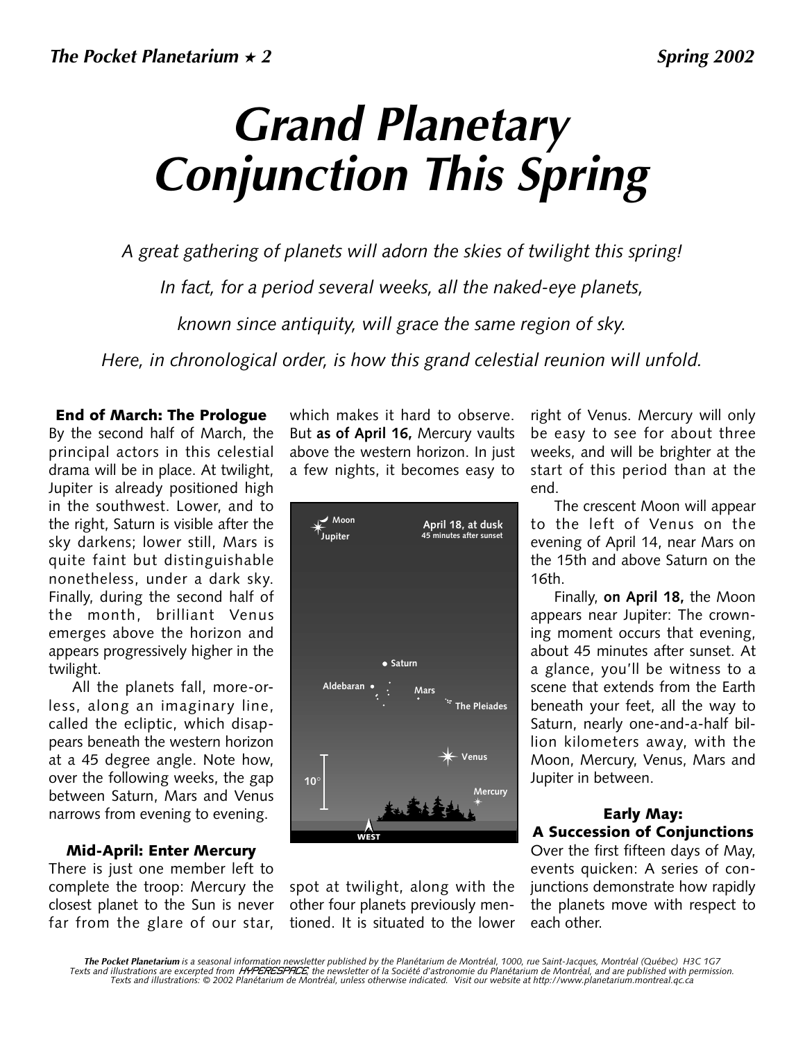# Grand Planetary Conjunction This Spring

*A great gathering of planets will adorn the skies of twilight this spring!*

*In fact, for a period several weeks, all the naked-eye planets,*

*known since antiquity, will grace the same region of sky.*

*Here, in chronological order, is how this grand celestial reunion will unfold.*

### End of March: The Prologue

By the second half of March, the principal actors in this celestial drama will be in place. At twilight, Jupiter is already positioned high in the southwest. Lower, and to the right, Saturn is visible after the sky darkens; lower still, Mars is quite faint but distinguishable nonetheless, under a dark sky. Finally, during the second half of the month, brilliant Venus emerges above the horizon and appears progressively higher in the twilight.

All the planets fall, more-or-less, along an imaginary line, called the ecliptic, which disappears beneath the western horizon at a 45 degree angle. Note how, over the following weeks, the gap between Saturn, Mars and Venus narrows from evening to evening.

### Mid-April: Enter Mercury

There is just one member left to complete the troop: Mercury the closest planet to the Sun is never far from the glare of our star, which makes it hard to observe. But **as of April 16,** Mercury vaults above the western horizon. In just a few nights, it becomes easy to spot at twilight, along with the other four planets previously mentioned. It is situated to the lower right of Venus. Mercury will only be easy to see for about three weeks, and will be brighter at the start of this period than at the end.

The crescent Moon will appear to the left of Venus on the evening of April 14, near Mars on the 15th and above Saturn on the 16th.

Finally, **on April 18,** the Moon appears near Jupiter: The crowning moment occurs that evening, about 45 minutes after sunset. At a glance, you'll be witness to a scene that extends from the Earth beneath your feet, all the way to Saturn, nearly one-and-a-half billion kilometers away, with the Moon, Mercury, Venus, Mars and Jupiter in between.

### Early May: A Succession of Conjunctions

Over the first fifteen days of May, events quicken: A series of conjunctions demonstrate how rapidly the planets move with respect to each other.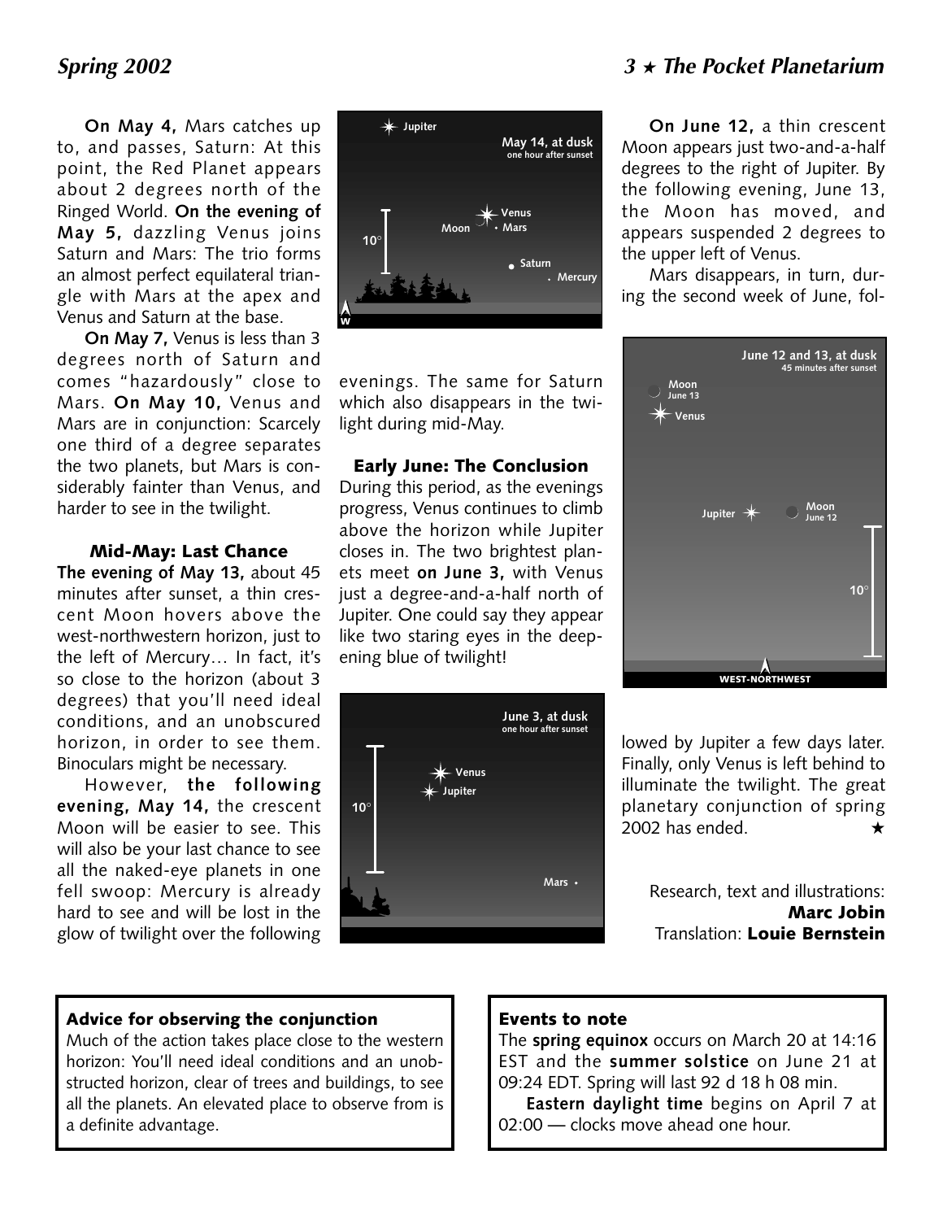**On May 4,** Mars catches up to, and passes, Saturn: At this point, the Red Planet appears about 2 degrees north of the Ringed World. **On the evening of May 5,** dazzling Venus joins Saturn and Mars: The trio forms an almost perfect equilateral triangle with Mars at the apex and Venus and Saturn at the base.

**On May 7,** Venus is less than 3 degrees north of Saturn and comes "hazardously" close to Mars. **On May 10,** Venus and Mars are in conjunction: Scarcely one third of a degree separates the two planets, but Mars is considerably fainter than Venus, and harder to see in the twilight.

### Mid-May: Last Chance

**The evening of May 13,** about 45 minutes after sunset, a thin crescent Moon hovers above the west-northwestern horizon, just to the left of Mercury… In fact, it's so close to the horizon (about 3 degrees) that you'll need ideal conditions, and an unobscured horizon, in order to see them. Binoculars might be necessary.

However, **the following evening, May 14,** the crescent Moon will be easier to see. This will also be your last chance to see all the naked-eye planets in one fell swoop: Mercury is already hard to see and will be lost in the glow of twilight over the following evenings. The same for Saturn which also disappears in the twilight during mid-May.

### Early June: The Conclusion

During this period, as the evenings progress, Venus continues to climb above the horizon while Jupiter closes in. The two brightest planets meet **on June 3,** with Venus just a degree-and-a-half north of Jupiter. One could say they appear like two staring eyes in the deepening blue of twilight!

**On June 12,** a thin crescent Moon appears just two-and-a-half degrees to the right of Jupiter. By the following evening, June 13, the Moon has moved, and appears suspended 2 degrees to the upper left of Venus.

Mars disappears, in turn, during the second week of June, followed by Jupiter a few days later. Finally, only Venus is left behind to illuminate the twilight. The great planetary conjunction of spring 2002 has ended. ★

Research, text and illustrations: **Marc Jobin**
Translation: **Louie Bernstein**

### Advice for observing the conjunction

Much of the action takes place close to the western horizon: You'll need ideal conditions and an unobstructed horizon, clear of trees and buildings, to see all the planets. An elevated place to observe from is a definite advantage.

### Events to note

The **spring equinox** occurs on March 20 at 14:16 EST and the **summer solstice** on June 21 at 09:24 EDT. Spring will last 92 d 18 h 08 min.

**Eastern daylight time** begins on April 7 at 02:00 — clocks move ahead one hour.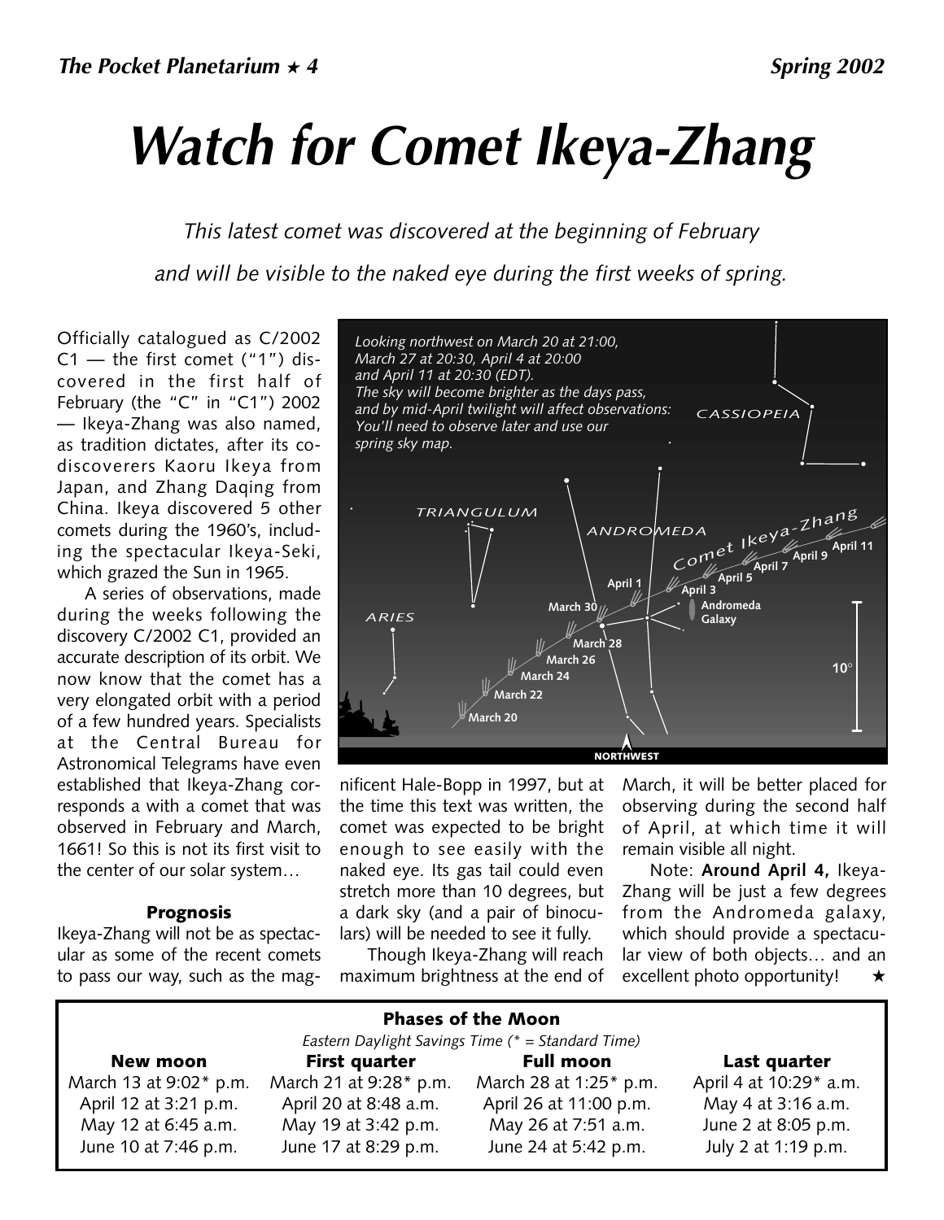# Watch for Comet Ikeya-Zhang

*This latest comet was discovered at the beginning of February and will be visible to the naked eye during the first weeks of spring.*

Officially catalogued as C/2002 C1 — the first comet ("1") discovered in the first half of February (the "C" in "C1") 2002 — Ikeya-Zhang was also named, as tradition dictates, after its co-discoverers Kaoru Ikeya from Japan, and Zhang Daqing from China. Ikeya discovered 5 other comets during the 1960's, including the spectacular Ikeya-Seki, which grazed the Sun in 1965.

A series of observations, made during the weeks following the discovery C/2002 C1, provided an accurate description of its orbit. We now know that the comet has a very elongated orbit with a period of a few hundred years. Specialists at the Central Bureau for Astronomical Telegrams have even established that Ikeya-Zhang corresponds a with a comet that was observed in February and March, 1661! So this is not its first visit to the center of our solar system…

*Looking northwest on March 20 at 21:00, March 27 at 20:30, April 4 at 20:00 and April 11 at 20:30 (EDT). The sky will become brighter as the days pass, and by mid-April twilight will affect observations: You'll need to observe later and use our spring sky map.*

CASSIOPEIA
TRIANGULUM
ANDROMEDA
ARIES
Comet Ikeya-Zhang
March 20
March 22
March 24
March 26
March 28
March 30
April 1
April 3
April 5
April 7
April 9
April 11
Andromeda Galaxy
10°
NORTHWEST

#### Prognosis

Ikeya-Zhang will not be as spectacular as some of the recent comets to pass our way, such as the magnificent Hale-Bopp in 1997, but at the time this text was written, the comet was expected to be bright enough to see easily with the naked eye. Its gas tail could even stretch more than 10 degrees, but a dark sky (and a pair of binoculars) will be needed to see it fully.

Though Ikeya-Zhang will reach maximum brightness at the end of March, it will be better placed for observing during the second half of April, at which time it will remain visible all night.

Note: **Around April 4,** Ikeya-Zhang will be just a few degrees from the Andromeda galaxy, which should provide a spectacular view of both objects… and an excellent photo opportunity! ★

#### Phases of the Moon

*Eastern Daylight Savings Time (* = Standard Time)*

| New moon | First quarter | Full moon | Last quarter |
|---|---|---|---|
| March 13 at 9:02* p.m. | March 21 at 9:28* p.m. | March 28 at 1:25* p.m. | April 4 at 10:29* a.m. |
| April 12 at 3:21 p.m. | April 20 at 8:48 a.m. | April 26 at 11:00 p.m. | May 4 at 3:16 a.m. |
| May 12 at 6:45 a.m. | May 19 at 3:42 p.m. | May 26 at 7:51 a.m. | June 2 at 8:05 p.m. |
| June 10 at 7:46 p.m. | June 17 at 8:29 p.m. | June 24 at 5:42 p.m. | July 2 at 1:19 p.m. |